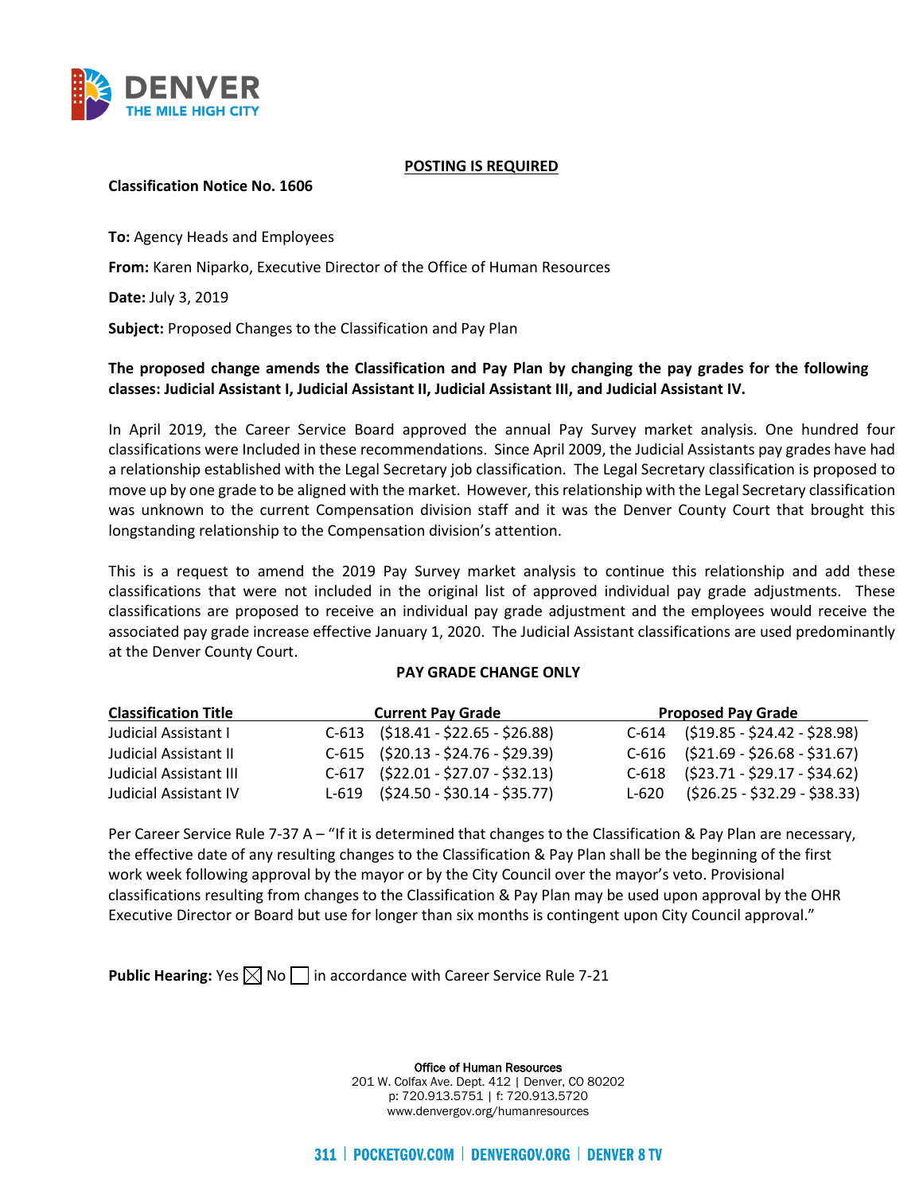**POSTING IS REQUIRED**

**Classification Notice No. 1606**

**To:** Agency Heads and Employees

**From:** Karen Niparko, Executive Director of the Office of Human Resources

**Date:** July 3, 2019

**Subject:** Proposed Changes to the Classification and Pay Plan

**The proposed change amends the Classification and Pay Plan by changing the pay grades for the following classes: Judicial Assistant I, Judicial Assistant II, Judicial Assistant III, and Judicial Assistant IV.**

In April 2019, the Career Service Board approved the annual Pay Survey market analysis. One hundred four classifications were Included in these recommendations. Since April 2009, the Judicial Assistants pay grades have had a relationship established with the Legal Secretary job classification. The Legal Secretary classification is proposed to move up by one grade to be aligned with the market. However, this relationship with the Legal Secretary classification was unknown to the current Compensation division staff and it was the Denver County Court that brought this longstanding relationship to the Compensation division's attention.

This is a request to amend the 2019 Pay Survey market analysis to continue this relationship and add these classifications that were not included in the original list of approved individual pay grade adjustments. These classifications are proposed to receive an individual pay grade adjustment and the employees would receive the associated pay grade increase effective January 1, 2020. The Judicial Assistant classifications are used predominantly at the Denver County Court.

**PAY GRADE CHANGE ONLY**

| Classification Title | Current Pay Grade | | Proposed Pay Grade | |
|---|---|---|---|---|
| Judicial Assistant I | C-613 | ($18.41 - $22.65 - $26.88) | C-614 | ($19.85 - $24.42 - $28.98) |
| Judicial Assistant II | C-615 | ($20.13 - $24.76 - $29.39) | C-616 | ($21.69 - $26.68 - $31.67) |
| Judicial Assistant III | C-617 | ($22.01 - $27.07 - $32.13) | C-618 | ($23.71 - $29.17 - $34.62) |
| Judicial Assistant IV | L-619 | ($24.50 - $30.14 - $35.77) | L-620 | ($26.25 - $32.29 - $38.33) |

Per Career Service Rule 7-37 A – "If it is determined that changes to the Classification & Pay Plan are necessary, the effective date of any resulting changes to the Classification & Pay Plan shall be the beginning of the first work week following approval by the mayor or by the City Council over the mayor's veto. Provisional classifications resulting from changes to the Classification & Pay Plan may be used upon approval by the OHR Executive Director or Board but use for longer than six months is contingent upon City Council approval."

**Public Hearing:** Yes ☒ No ☐ in accordance with Career Service Rule 7-21

Office of Human Resources
201 W. Colfax Ave. Dept. 412 | Denver, CO 80202
p: 720.913.5751 | f: 720.913.5720
www.denvergov.org/humanresources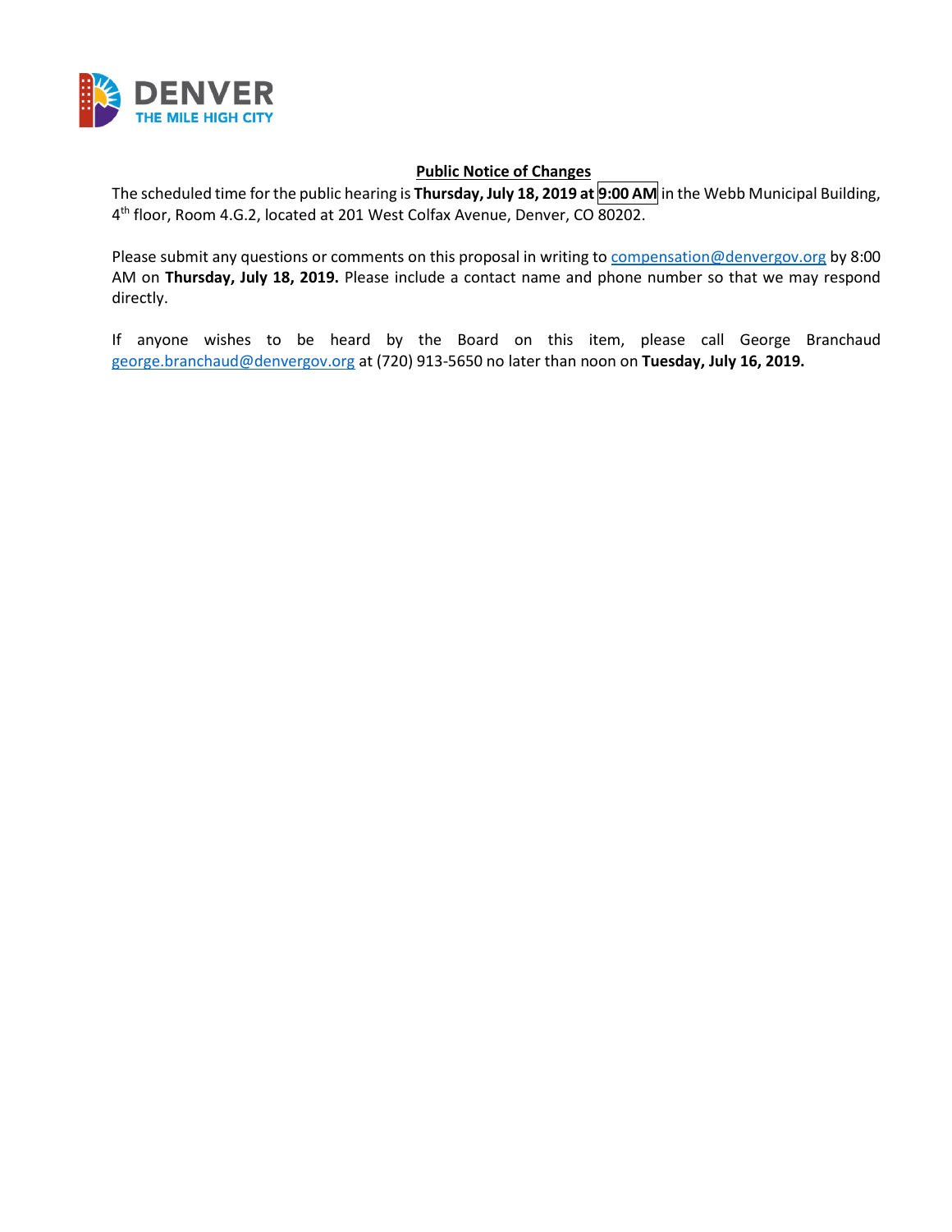**Public Notice of Changes**

The scheduled time for the public hearing is **Thursday, July 18, 2019 at 9:00 AM** in the Webb Municipal Building, 4th floor, Room 4.G.2, located at 201 West Colfax Avenue, Denver, CO 80202.

Please submit any questions or comments on this proposal in writing to compensation@denvergov.org by 8:00 AM on **Thursday, July 18, 2019.** Please include a contact name and phone number so that we may respond directly.

If anyone wishes to be heard by the Board on this item, please call George Branchaud george.branchaud@denvergov.org at (720) 913-5650 no later than noon on **Tuesday, July 16, 2019.**